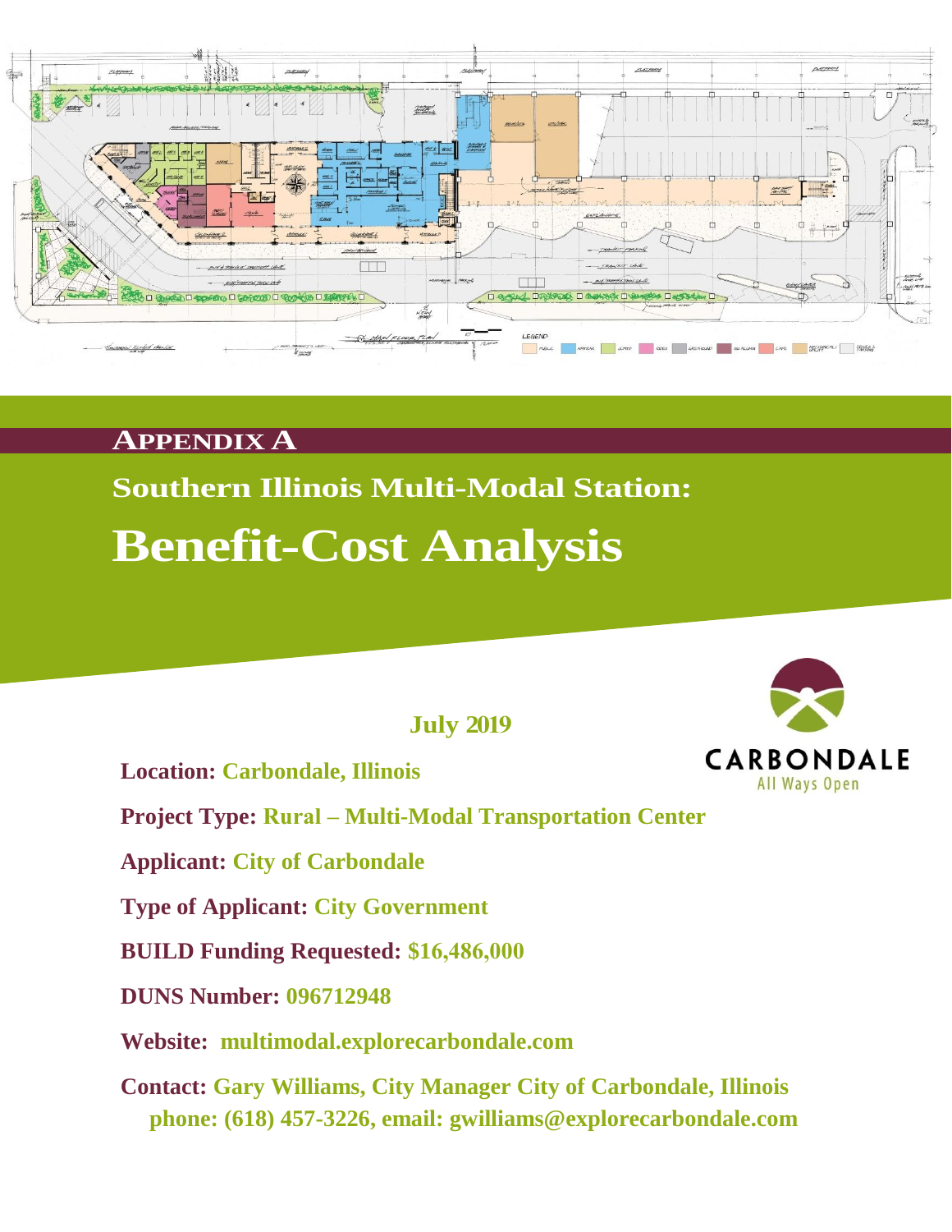# APPENDIX A

## Southern Illinois Multi-Modal Station:

# Benefit-Cost Analysis

**July 2019**

**Location:** Carbondale, Illinois

**Project Type:** Rural – Multi-Modal Transportation Center

**Applicant:** City of Carbondale

**Type of Applicant:** City Government

**BUILD Funding Requested:** $16,486,000

**DUNS Number:** 096712948

**Website:** multimodal.explorecarbondale.com

**Contact:** Gary Williams, City Manager City of Carbondale, Illinois
phone: (618) 457-3226, email: gwilliams@explorecarbondale.com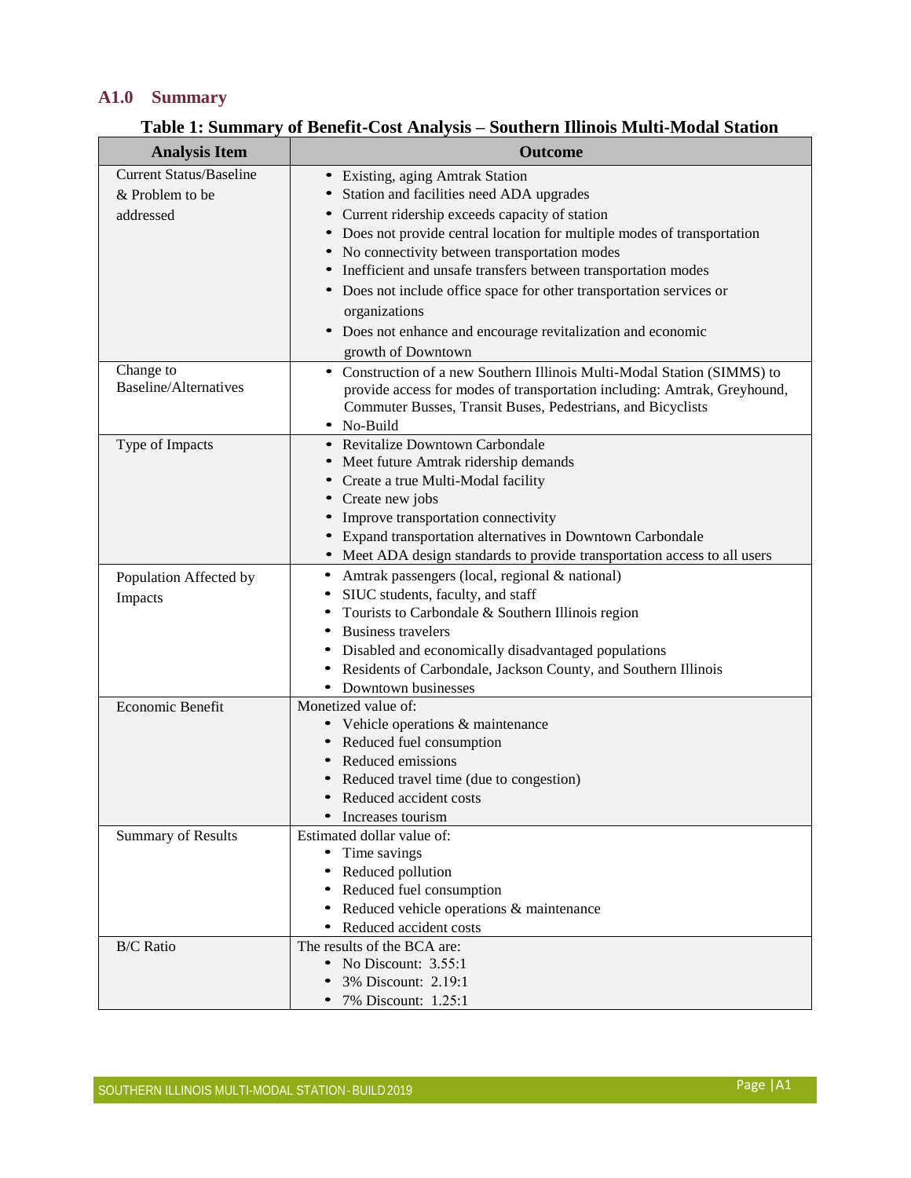## A1.0 Summary

**Table 1: Summary of Benefit-Cost Analysis – Southern Illinois Multi-Modal Station**

| Analysis Item | Outcome |
|---|---|
| Current Status/Baseline & Problem to be addressed | • Existing, aging Amtrak Station<br>• Station and facilities need ADA upgrades<br>• Current ridership exceeds capacity of station<br>• Does not provide central location for multiple modes of transportation<br>• No connectivity between transportation modes<br>• Inefficient and unsafe transfers between transportation modes<br>• Does not include office space for other transportation services or organizations<br>• Does not enhance and encourage revitalization and economic growth of Downtown |
| Change to Baseline/Alternatives | • Construction of a new Southern Illinois Multi-Modal Station (SIMMS) to provide access for modes of transportation including: Amtrak, Greyhound, Commuter Busses, Transit Buses, Pedestrians, and Bicyclists<br>• No-Build |
| Type of Impacts | • Revitalize Downtown Carbondale<br>• Meet future Amtrak ridership demands<br>• Create a true Multi-Modal facility<br>• Create new jobs<br>• Improve transportation connectivity<br>• Expand transportation alternatives in Downtown Carbondale<br>• Meet ADA design standards to provide transportation access to all users |
| Population Affected by Impacts | • Amtrak passengers (local, regional & national)<br>• SIUC students, faculty, and staff<br>• Tourists to Carbondale & Southern Illinois region<br>• Business travelers<br>• Disabled and economically disadvantaged populations<br>• Residents of Carbondale, Jackson County, and Southern Illinois<br>• Downtown businesses |
| Economic Benefit | Monetized value of:<br>• Vehicle operations & maintenance<br>• Reduced fuel consumption<br>• Reduced emissions<br>• Reduced travel time (due to congestion)<br>• Reduced accident costs<br>• Increases tourism |
| Summary of Results | Estimated dollar value of:<br>• Time savings<br>• Reduced pollution<br>• Reduced fuel consumption<br>• Reduced vehicle operations & maintenance<br>• Reduced accident costs |
| B/C Ratio | The results of the BCA are:<br>• No Discount: 3.55:1<br>• 3% Discount: 2.19:1<br>• 7% Discount: 1.25:1 |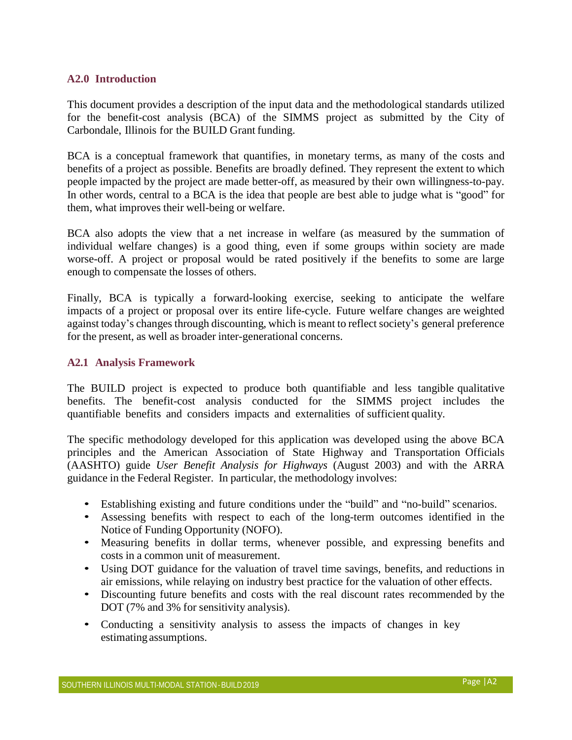## A2.0 Introduction

This document provides a description of the input data and the methodological standards utilized for the benefit-cost analysis (BCA) of the SIMMS project as submitted by the City of Carbondale, Illinois for the BUILD Grant funding.

BCA is a conceptual framework that quantifies, in monetary terms, as many of the costs and benefits of a project as possible. Benefits are broadly defined. They represent the extent to which people impacted by the project are made better-off, as measured by their own willingness-to-pay. In other words, central to a BCA is the idea that people are best able to judge what is "good" for them, what improves their well-being or welfare.

BCA also adopts the view that a net increase in welfare (as measured by the summation of individual welfare changes) is a good thing, even if some groups within society are made worse-off. A project or proposal would be rated positively if the benefits to some are large enough to compensate the losses of others.

Finally, BCA is typically a forward-looking exercise, seeking to anticipate the welfare impacts of a project or proposal over its entire life-cycle. Future welfare changes are weighted against today's changes through discounting, which is meant to reflect society's general preference for the present, as well as broader inter-generational concerns.

## A2.1 Analysis Framework

The BUILD project is expected to produce both quantifiable and less tangible qualitative benefits. The benefit-cost analysis conducted for the SIMMS project includes the quantifiable benefits and considers impacts and externalities of sufficient quality.

The specific methodology developed for this application was developed using the above BCA principles and the American Association of State Highway and Transportation Officials (AASHTO) guide *User Benefit Analysis for Highways* (August 2003) and with the ARRA guidance in the Federal Register. In particular, the methodology involves:

- Establishing existing and future conditions under the "build" and "no-build" scenarios.
- Assessing benefits with respect to each of the long-term outcomes identified in the Notice of Funding Opportunity (NOFO).
- Measuring benefits in dollar terms, whenever possible, and expressing benefits and costs in a common unit of measurement.
- Using DOT guidance for the valuation of travel time savings, benefits, and reductions in air emissions, while relaying on industry best practice for the valuation of other effects.
- Discounting future benefits and costs with the real discount rates recommended by the DOT (7% and 3% for sensitivity analysis).
- Conducting a sensitivity analysis to assess the impacts of changes in key estimating assumptions.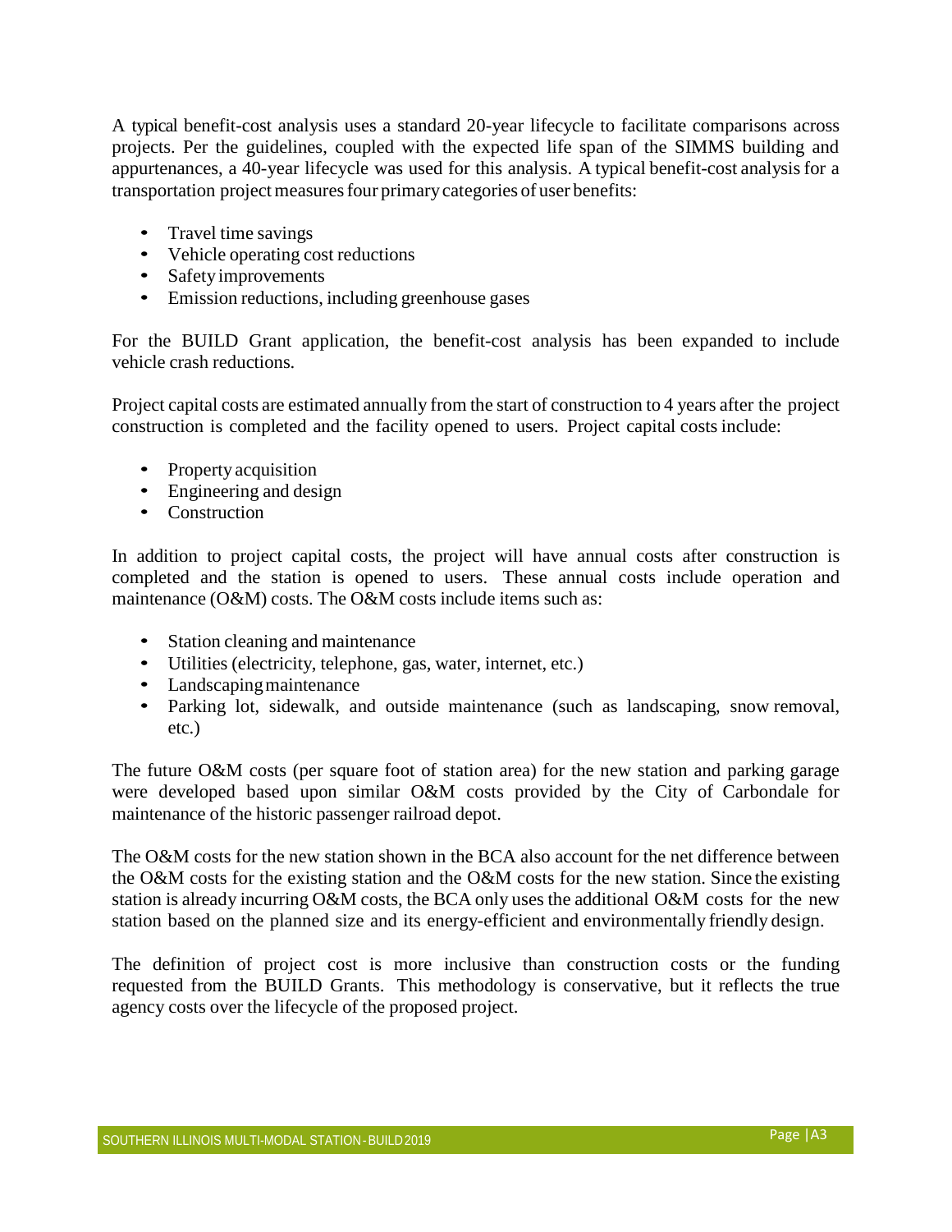A typical benefit-cost analysis uses a standard 20-year lifecycle to facilitate comparisons across projects. Per the guidelines, coupled with the expected life span of the SIMMS building and appurtenances, a 40-year lifecycle was used for this analysis. A typical benefit-cost analysis for a transportation project measures four primary categories of user benefits:

- Travel time savings
- Vehicle operating cost reductions
- Safety improvements
- Emission reductions, including greenhouse gases

For the BUILD Grant application, the benefit-cost analysis has been expanded to include vehicle crash reductions.

Project capital costs are estimated annually from the start of construction to 4 years after the project construction is completed and the facility opened to users. Project capital costs include:

- Property acquisition
- Engineering and design
- Construction

In addition to project capital costs, the project will have annual costs after construction is completed and the station is opened to users. These annual costs include operation and maintenance (O&M) costs. The O&M costs include items such as:

- Station cleaning and maintenance
- Utilities (electricity, telephone, gas, water, internet, etc.)
- Landscaping maintenance
- Parking lot, sidewalk, and outside maintenance (such as landscaping, snow removal, etc.)

The future O&M costs (per square foot of station area) for the new station and parking garage were developed based upon similar O&M costs provided by the City of Carbondale for maintenance of the historic passenger railroad depot.

The O&M costs for the new station shown in the BCA also account for the net difference between the O&M costs for the existing station and the O&M costs for the new station. Since the existing station is already incurring O&M costs, the BCA only uses the additional O&M costs for the new station based on the planned size and its energy-efficient and environmentally friendly design.

The definition of project cost is more inclusive than construction costs or the funding requested from the BUILD Grants. This methodology is conservative, but it reflects the true agency costs over the lifecycle of the proposed project.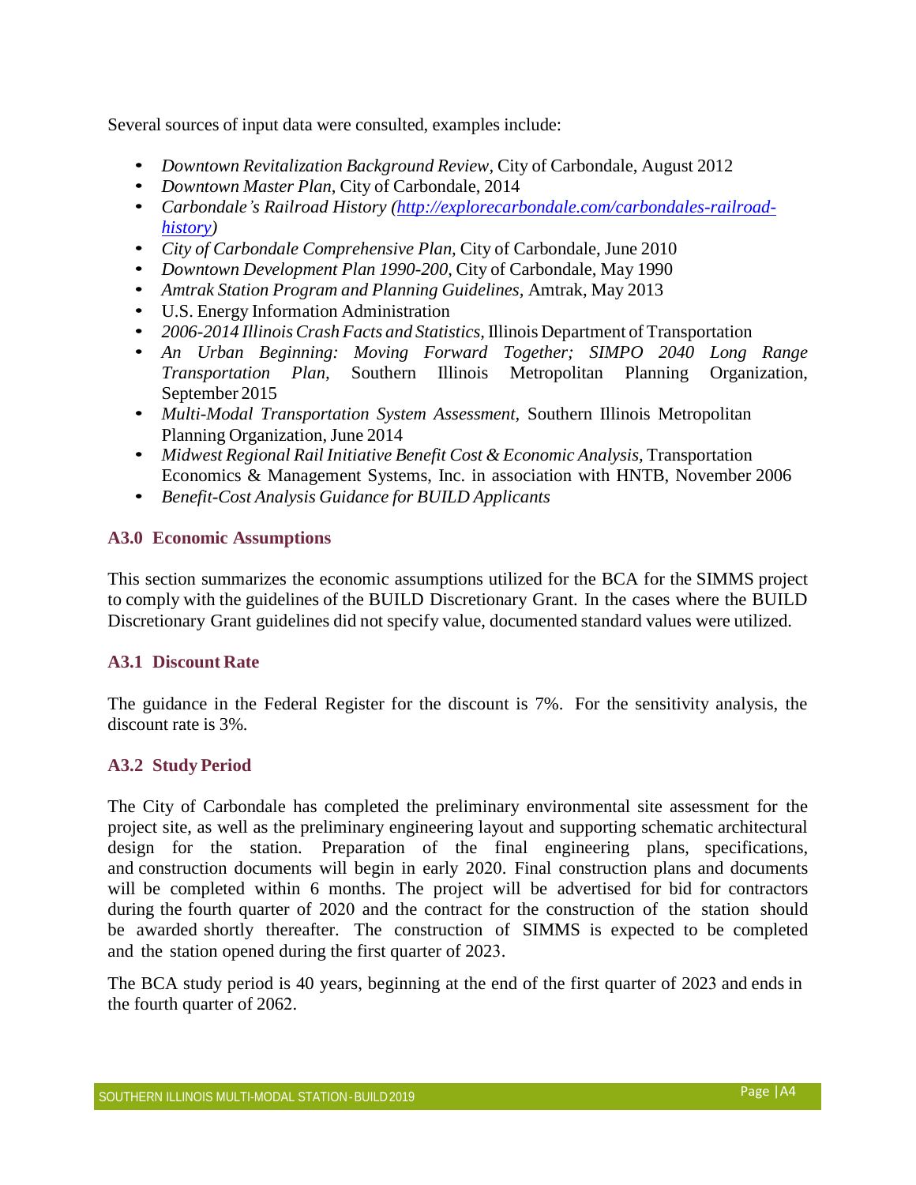Several sources of input data were consulted, examples include:

- *Downtown Revitalization Background Review*, City of Carbondale, August 2012
- *Downtown Master Plan*, City of Carbondale, 2014
- *Carbondale's Railroad History ([http://explorecarbondale.com/carbondales-railroad-history](http://explorecarbondale.com/carbondales-railroad-history))*
- *City of Carbondale Comprehensive Plan*, City of Carbondale, June 2010
- *Downtown Development Plan 1990-200*, City of Carbondale, May 1990
- *Amtrak Station Program and Planning Guidelines*, Amtrak, May 2013
- U.S. Energy Information Administration
- *2006-2014 Illinois Crash Facts and Statistics*, Illinois Department of Transportation
- *An Urban Beginning: Moving Forward Together; SIMPO 2040 Long Range Transportation Plan,* Southern Illinois Metropolitan Planning Organization, September 2015
- *Multi-Modal Transportation System Assessment*, Southern Illinois Metropolitan Planning Organization, June 2014
- *Midwest Regional Rail Initiative Benefit Cost & Economic Analysis,* Transportation Economics & Management Systems, Inc. in association with HNTB, November 2006
- *Benefit-Cost Analysis Guidance for BUILD Applicants*

### A3.0 Economic Assumptions

This section summarizes the economic assumptions utilized for the BCA for the SIMMS project to comply with the guidelines of the BUILD Discretionary Grant. In the cases where the BUILD Discretionary Grant guidelines did not specify value, documented standard values were utilized.

### A3.1 Discount Rate

The guidance in the Federal Register for the discount is 7%. For the sensitivity analysis, the discount rate is 3%.

### A3.2 Study Period

The City of Carbondale has completed the preliminary environmental site assessment for the project site, as well as the preliminary engineering layout and supporting schematic architectural design for the station. Preparation of the final engineering plans, specifications, and construction documents will begin in early 2020. Final construction plans and documents will be completed within 6 months. The project will be advertised for bid for contractors during the fourth quarter of 2020 and the contract for the construction of the station should be awarded shortly thereafter. The construction of SIMMS is expected to be completed and the station opened during the first quarter of 2023.

The BCA study period is 40 years, beginning at the end of the first quarter of 2023 and ends in the fourth quarter of 2062.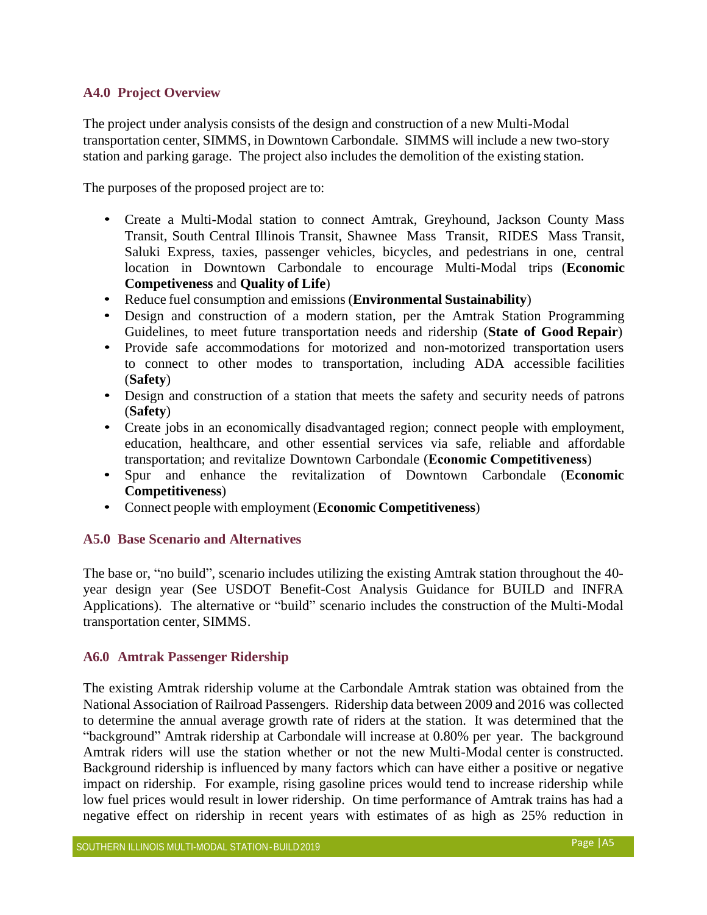## A4.0 Project Overview

The project under analysis consists of the design and construction of a new Multi-Modal transportation center, SIMMS, in Downtown Carbondale. SIMMS will include a new two-story station and parking garage. The project also includes the demolition of the existing station.

The purposes of the proposed project are to:

- Create a Multi-Modal station to connect Amtrak, Greyhound, Jackson County Mass Transit, South Central Illinois Transit, Shawnee Mass Transit, RIDES Mass Transit, Saluki Express, taxies, passenger vehicles, bicycles, and pedestrians in one, central location in Downtown Carbondale to encourage Multi-Modal trips (**Economic Competiveness** and **Quality of Life**)
- Reduce fuel consumption and emissions (**Environmental Sustainability**)
- Design and construction of a modern station, per the Amtrak Station Programming Guidelines, to meet future transportation needs and ridership (**State of Good Repair**)
- Provide safe accommodations for motorized and non-motorized transportation users to connect to other modes to transportation, including ADA accessible facilities (**Safety**)
- Design and construction of a station that meets the safety and security needs of patrons (**Safety**)
- Create jobs in an economically disadvantaged region; connect people with employment, education, healthcare, and other essential services via safe, reliable and affordable transportation; and revitalize Downtown Carbondale (**Economic Competitiveness**)
- Spur and enhance the revitalization of Downtown Carbondale (**Economic Competitiveness**)
- Connect people with employment (**Economic Competitiveness**)

## A5.0 Base Scenario and Alternatives

The base or, "no build", scenario includes utilizing the existing Amtrak station throughout the 40-year design year (See USDOT Benefit-Cost Analysis Guidance for BUILD and INFRA Applications). The alternative or "build" scenario includes the construction of the Multi-Modal transportation center, SIMMS.

## A6.0 Amtrak Passenger Ridership

The existing Amtrak ridership volume at the Carbondale Amtrak station was obtained from the National Association of Railroad Passengers. Ridership data between 2009 and 2016 was collected to determine the annual average growth rate of riders at the station. It was determined that the "background" Amtrak ridership at Carbondale will increase at 0.80% per year. The background Amtrak riders will use the station whether or not the new Multi-Modal center is constructed. Background ridership is influenced by many factors which can have either a positive or negative impact on ridership. For example, rising gasoline prices would tend to increase ridership while low fuel prices would result in lower ridership. On time performance of Amtrak trains has had a negative effect on ridership in recent years with estimates of as high as 25% reduction in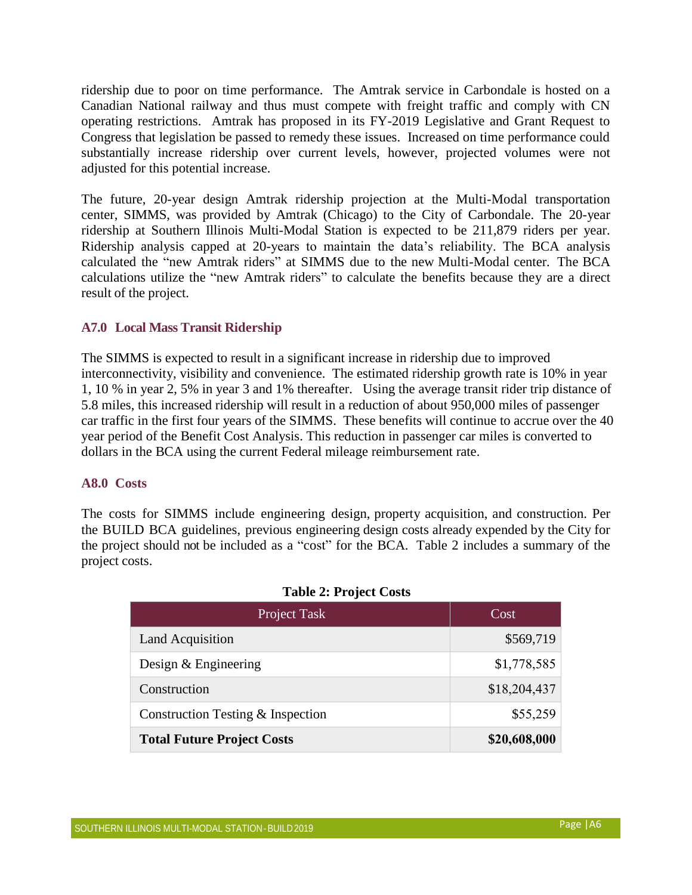ridership due to poor on time performance. The Amtrak service in Carbondale is hosted on a Canadian National railway and thus must compete with freight traffic and comply with CN operating restrictions. Amtrak has proposed in its FY-2019 Legislative and Grant Request to Congress that legislation be passed to remedy these issues. Increased on time performance could substantially increase ridership over current levels, however, projected volumes were not adjusted for this potential increase.

The future, 20-year design Amtrak ridership projection at the Multi-Modal transportation center, SIMMS, was provided by Amtrak (Chicago) to the City of Carbondale. The 20-year ridership at Southern Illinois Multi-Modal Station is expected to be 211,879 riders per year. Ridership analysis capped at 20-years to maintain the data's reliability. The BCA analysis calculated the "new Amtrak riders" at SIMMS due to the new Multi-Modal center. The BCA calculations utilize the "new Amtrak riders" to calculate the benefits because they are a direct result of the project.

### A7.0 Local Mass Transit Ridership

The SIMMS is expected to result in a significant increase in ridership due to improved interconnectivity, visibility and convenience. The estimated ridership growth rate is 10% in year 1, 10 % in year 2, 5% in year 3 and 1% thereafter. Using the average transit rider trip distance of 5.8 miles, this increased ridership will result in a reduction of about 950,000 miles of passenger car traffic in the first four years of the SIMMS. These benefits will continue to accrue over the 40 year period of the Benefit Cost Analysis. This reduction in passenger car miles is converted to dollars in the BCA using the current Federal mileage reimbursement rate.

### A8.0 Costs

The costs for SIMMS include engineering design, property acquisition, and construction. Per the BUILD BCA guidelines, previous engineering design costs already expended by the City for the project should not be included as a "cost" for the BCA. Table 2 includes a summary of the project costs.

**Table 2: Project Costs**

| Project Task | Cost |
| --- | ---: |
| Land Acquisition | $569,719 |
| Design & Engineering | $1,778,585 |
| Construction | $18,204,437 |
| Construction Testing & Inspection | $55,259 |
| **Total Future Project Costs** | **$20,608,000** |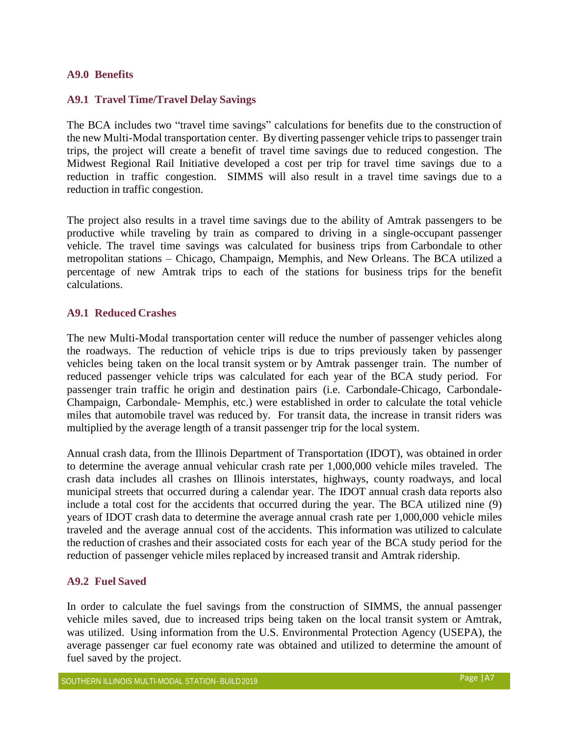## A9.0 Benefits

### A9.1 Travel Time/Travel Delay Savings

The BCA includes two "travel time savings" calculations for benefits due to the construction of the new Multi-Modal transportation center. By diverting passenger vehicle trips to passenger train trips, the project will create a benefit of travel time savings due to reduced congestion. The Midwest Regional Rail Initiative developed a cost per trip for travel time savings due to a reduction in traffic congestion. SIMMS will also result in a travel time savings due to a reduction in traffic congestion.

The project also results in a travel time savings due to the ability of Amtrak passengers to be productive while traveling by train as compared to driving in a single-occupant passenger vehicle. The travel time savings was calculated for business trips from Carbondale to other metropolitan stations – Chicago, Champaign, Memphis, and New Orleans. The BCA utilized a percentage of new Amtrak trips to each of the stations for business trips for the benefit calculations.

### A9.1 Reduced Crashes

The new Multi-Modal transportation center will reduce the number of passenger vehicles along the roadways. The reduction of vehicle trips is due to trips previously taken by passenger vehicles being taken on the local transit system or by Amtrak passenger train. The number of reduced passenger vehicle trips was calculated for each year of the BCA study period. For passenger train traffic he origin and destination pairs (i.e. Carbondale-Chicago, Carbondale-Champaign, Carbondale- Memphis, etc.) were established in order to calculate the total vehicle miles that automobile travel was reduced by. For transit data, the increase in transit riders was multiplied by the average length of a transit passenger trip for the local system.

Annual crash data, from the Illinois Department of Transportation (IDOT), was obtained in order to determine the average annual vehicular crash rate per 1,000,000 vehicle miles traveled. The crash data includes all crashes on Illinois interstates, highways, county roadways, and local municipal streets that occurred during a calendar year. The IDOT annual crash data reports also include a total cost for the accidents that occurred during the year. The BCA utilized nine (9) years of IDOT crash data to determine the average annual crash rate per 1,000,000 vehicle miles traveled and the average annual cost of the accidents. This information was utilized to calculate the reduction of crashes and their associated costs for each year of the BCA study period for the reduction of passenger vehicle miles replaced by increased transit and Amtrak ridership.

### A9.2 Fuel Saved

In order to calculate the fuel savings from the construction of SIMMS, the annual passenger vehicle miles saved, due to increased trips being taken on the local transit system or Amtrak, was utilized. Using information from the U.S. Environmental Protection Agency (USEPA), the average passenger car fuel economy rate was obtained and utilized to determine the amount of fuel saved by the project.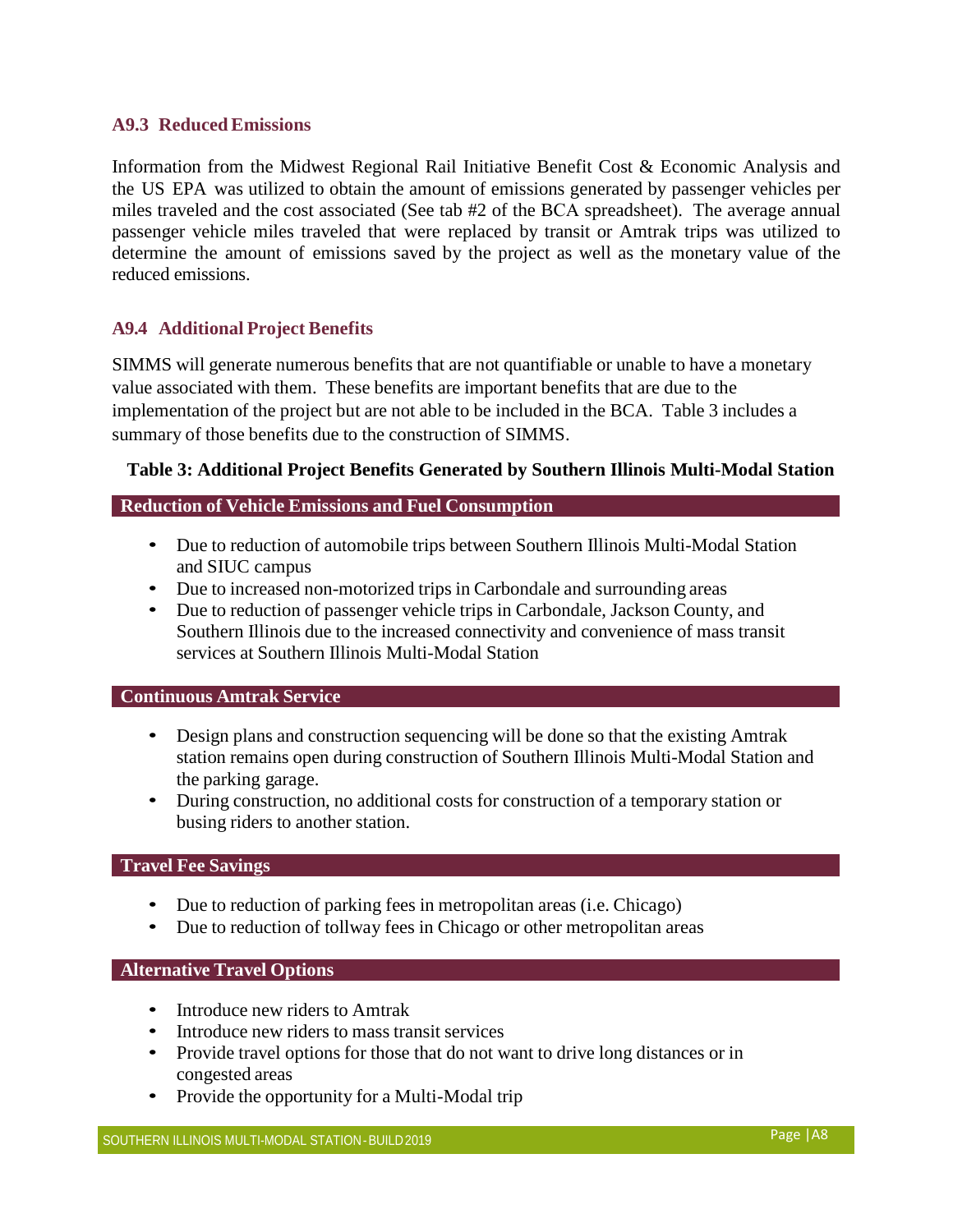### A9.3 Reduced Emissions

Information from the Midwest Regional Rail Initiative Benefit Cost & Economic Analysis and the US EPA was utilized to obtain the amount of emissions generated by passenger vehicles per miles traveled and the cost associated (See tab #2 of the BCA spreadsheet). The average annual passenger vehicle miles traveled that were replaced by transit or Amtrak trips was utilized to determine the amount of emissions saved by the project as well as the monetary value of the reduced emissions.

### A9.4 Additional Project Benefits

SIMMS will generate numerous benefits that are not quantifiable or unable to have a monetary value associated with them. These benefits are important benefits that are due to the implementation of the project but are not able to be included in the BCA. Table 3 includes a summary of those benefits due to the construction of SIMMS.

**Table 3: Additional Project Benefits Generated by Southern Illinois Multi-Modal Station**

**Reduction of Vehicle Emissions and Fuel Consumption**

- Due to reduction of automobile trips between Southern Illinois Multi-Modal Station and SIUC campus
- Due to increased non-motorized trips in Carbondale and surrounding areas
- Due to reduction of passenger vehicle trips in Carbondale, Jackson County, and Southern Illinois due to the increased connectivity and convenience of mass transit services at Southern Illinois Multi-Modal Station

**Continuous Amtrak Service**

- Design plans and construction sequencing will be done so that the existing Amtrak station remains open during construction of Southern Illinois Multi-Modal Station and the parking garage.
- During construction, no additional costs for construction of a temporary station or busing riders to another station.

**Travel Fee Savings**

- Due to reduction of parking fees in metropolitan areas (i.e. Chicago)
- Due to reduction of tollway fees in Chicago or other metropolitan areas

**Alternative Travel Options**

- Introduce new riders to Amtrak
- Introduce new riders to mass transit services
- Provide travel options for those that do not want to drive long distances or in congested areas
- Provide the opportunity for a Multi-Modal trip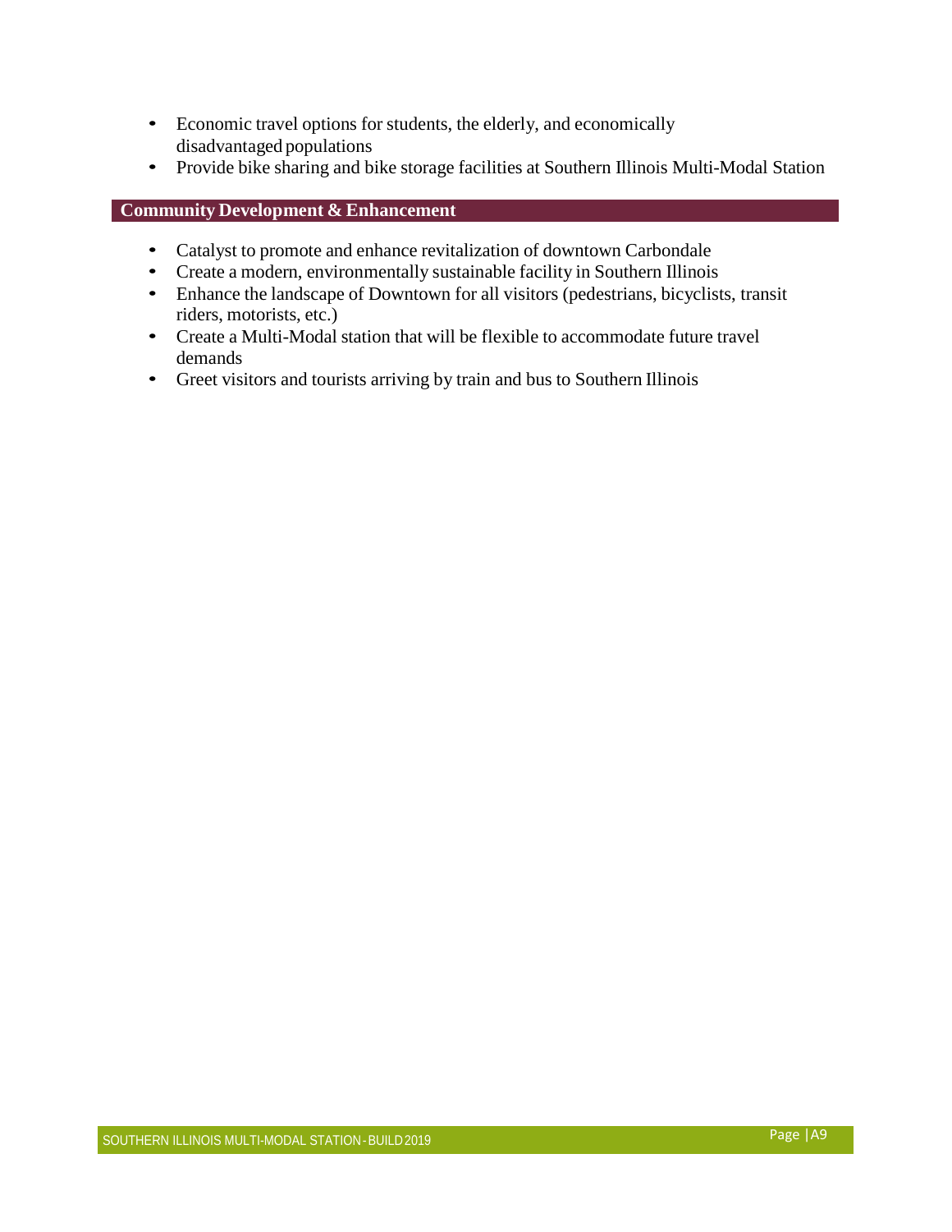- Economic travel options for students, the elderly, and economically disadvantaged populations
- Provide bike sharing and bike storage facilities at Southern Illinois Multi-Modal Station

## Community Development & Enhancement

- Catalyst to promote and enhance revitalization of downtown Carbondale
- Create a modern, environmentally sustainable facility in Southern Illinois
- Enhance the landscape of Downtown for all visitors (pedestrians, bicyclists, transit riders, motorists, etc.)
- Create a Multi-Modal station that will be flexible to accommodate future travel demands
- Greet visitors and tourists arriving by train and bus to Southern Illinois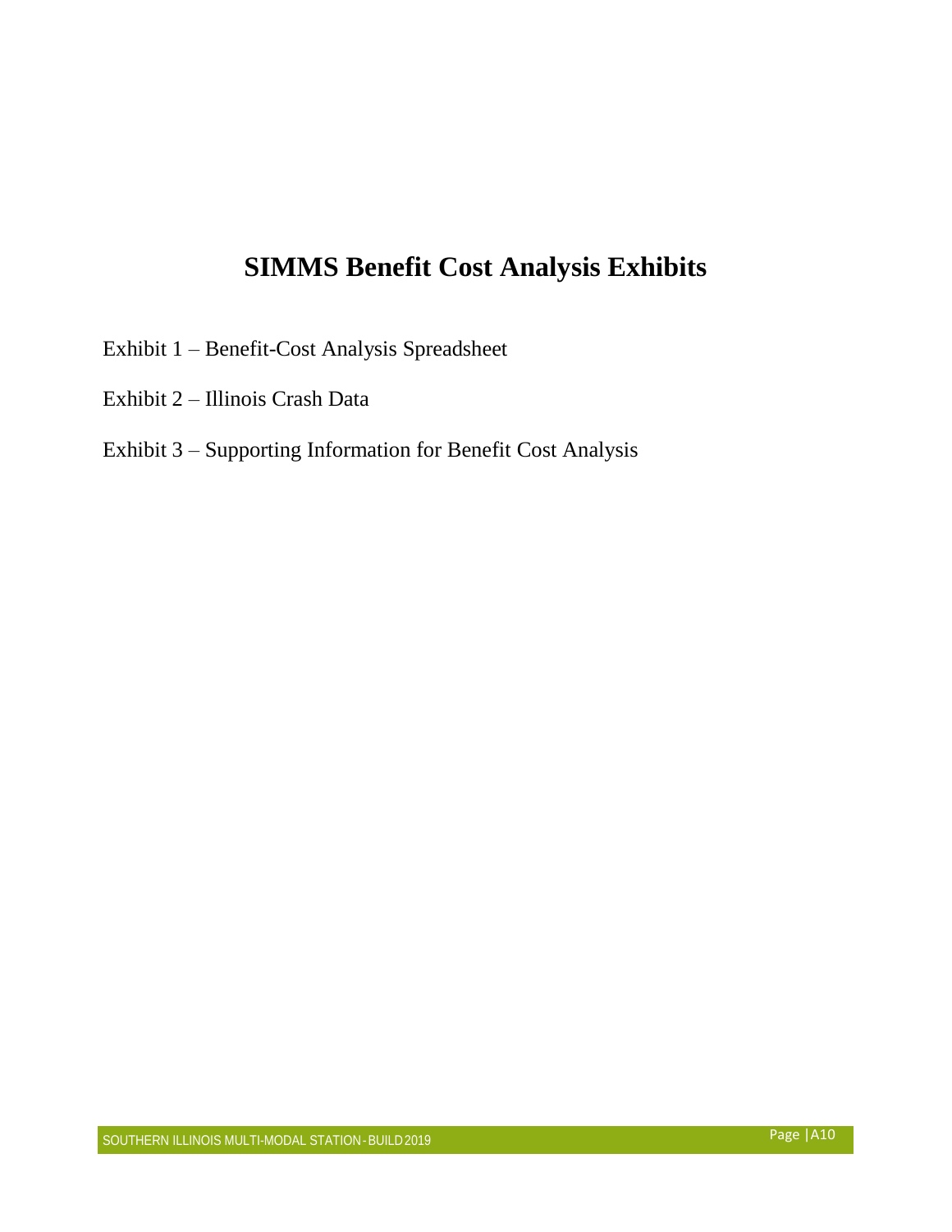# SIMMS Benefit Cost Analysis Exhibits

Exhibit 1 – Benefit-Cost Analysis Spreadsheet

Exhibit 2 – Illinois Crash Data

Exhibit 3 – Supporting Information for Benefit Cost Analysis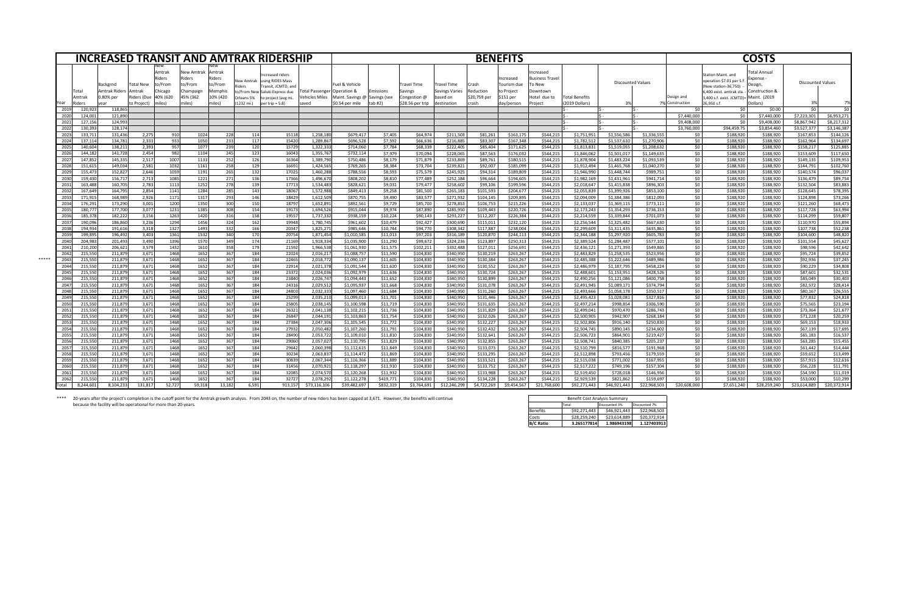# INCREASED TRANSIT AND AMTRAK RIDERSHIP / BENEFITS / COSTS

| Year | Total Amtrak Riders | Backgrnd Amtrak Riders 0.80% per year | Total New Riders (Due to Project) | New Amtrak Riders to/From Chicago 40% (620 miles) | New Amtrak Riders to/From Champaign 45% (362 miles) | New Amtrak Riders to/From Memphis 10% (420 miles) | New Amtrak Riders to/From New Orleans 5% (1232 mi.) | Increased riders using RIDES Mass Transit, JCMTD, and Saluki Express due to project (avg mi. per trip = 5.8) | Total Passenger Vehicles Miles saved | Fuel & Vehicle Operation & Maint. Savings @ $0.54 per mile | Emissions Savings (see tab #2) | Travel Time Savings Congestion @ $28.56 per trip | Travel Time Savings Varies based on destination | Crash Reduction $20,759 per crash | Increased Tourism due to Project $151 per day/person | Increased Business Travel To New Downtown Hotel due to Project | Total Benefits (2019 Dollars) | Discounted Values 3% | Discounted Values 7% | Design and Construction | Station Maint. and operation $7.01 per S.F. (New station-36,750) - 6,400 exist. amtrak sta. - 3,400 s.f. exist. JCMTD)= 26,950 s.f. | Total Annual Expense - Design, Construction & Maint. (2019 Dollars) | Discounted Values 3% | Discounted Values 7% |
|---|---|---|---|---|---|---|---|---|---|---|---|---|---|---|---|---|---|---|---|---|---|---|---|---|
| 2019 | 120,923 | 118,865 | | | | | | | | | | | | | | | $ - | $ - | $ - | $0 | $0 | $0.00 | $0 | $0 |
| 2020 | 124,001 | 121,890 | | | | | | | | | | | | | | | $ - | $ - | $ - | $7,440,000 | $0 | $7,440,000 | $7,223,301 | $6,953,271 |
| 2021 | 127,156 | 124,993 | | | | | | | | | | | | | | | $ - | $ - | $ - | $9,408,000 | $0 | $9,408,000 | $8,867,942 | $8,217,312 |
| 2022 | 130,393 | 128,174 | | | | | | | | | | | | | | | $ - | $ - | $ - | $3,760,000 | $94,459.75 | $3,854,460 | $3,527,377 | $3,146,387 |
| 2023 | 133,711 | 131,436 | 2,275 | 910 | 1024 | 228 | 114 | 15118 | 1,258,180 | $679,417 | $7,405 | $64,974 | $211,503 | $81,261 | $163,175 | $544,215 | $1,751,951 | $1,556,586 | $1,336,555 | $0 | $188,920 | $188,920 | $167,853 | $144,126 |
| 2024 | 137,114 | 134,781 | 2,333 | 933 | 1050 | 233 | 117 | 15420 | 1,289,867 | $696,528 | $7,592 | $66,636 | $216,885 | $83,307 | $167,348 | $544,215 | $1,782,512 | $1,537,610 | $1,270,906 | $0 | $188,920 | $188,920 | $162,964 | $134,697 |
| 2025 | 140,604 | 138,211 | 2,393 | 957 | 1077 | 239 | 120 | 15729 | 1,322,333 | $714,060 | $7,784 | $68,339 | $222,405 | $85,404 | $171,625 | $544,215 | $1,813,831 | $1,519,055 | $1,208,632 | $0 | $188,920 | $188,920 | $158,217 | $125,885 |
| 2026 | 144,182 | 141,728 | 2,454 | 982 | 1104 | 245 | 123 | 16043 | 1,355,767 | $732,114 | $7,979 | $70,094 | $228,065 | $87,563 | $176,032 | $544,215 | $1,846,062 | $1,501,017 | $1,149,635 | $0 | $188,920 | $188,920 | $153,609 | $117,650 |
| 2027 | 147,852 | 145,335 | 2,517 | 1007 | 1133 | 252 | 126 | 16364 | 1,389,790 | $750,486 | $8,179 | $71,879 | $233,869 | $89,761 | $180,515 | $544,215 | $1,878,904 | $1,483,224 | $1,093,539 | $0 | $188,920 | $188,920 | $149,135 | $109,953 |
| 2028 | 151,615 | 149,034 | 2,581 | 1032 | 1161 | 258 | 129 | 16691 | 1,424,565 | $769,265 | $8,384 | $73,704 | $239,821 | $92,007 | $185,099 | $544,215 | $1,912,494 | $1,465,768 | $1,040,270 | $0 | $188,920 | $188,920 | $144,791 | $102,760 |
| 2029 | 155,473 | 152,827 | 2,646 | 1059 | 1191 | 265 | 132 | 17025 | 1,460,288 | $788,556 | $8,593 | $75,579 | $245,925 | $94,314 | $189,809 | $544,215 | $1,946,990 | $1,448,744 | $989,751 | $0 | $188,920 | $188,920 | $140,574 | $96,037 |
| 2030 | 159,430 | 156,717 | 2,713 | 1085 | 1221 | 271 | 136 | 17366 | 1,496,670 | $808,202 | $8,810 | $77,489 | $252,184 | $96,664 | $194,605 | $544,215 | $1,982,169 | $1,431,961 | $941,714 | $0 | $188,920 | $188,920 | $136,479 | $89,754 |
| 2031 | 163,488 | 160,705 | 2,783 | 1113 | 1252 | 278 | 139 | 17713 | 1,534,483 | $828,621 | $9,031 | $79,477 | $258,602 | $99,106 | $199,596 | $544,215 | $2,018,647 | $1,415,838 | $896,303 | $0 | $188,920 | $188,920 | $132,504 | $83,883 |
| 2032 | 167,649 | 164,795 | 2,854 | 1141 | 1284 | 285 | 143 | 18067 | 1,572,988 | $849,413 | $9,258 | $81,500 | $265,183 | $101,593 | $204,677 | $544,215 | $2,055,839 | $1,399,926 | $853,100 | $0 | $188,920 | $188,920 | $128,645 | $78,395 |
| 2033 | 171,915 | 168,989 | 2,926 | 1171 | 1317 | 293 | 146 | 18429 | 1,612,509 | $870,755 | $9,490 | $83,577 | $271,932 | $104,145 | $209,895 | $544,215 | $2,094,009 | $1,384,386 | $812,093 | $0 | $188,920 | $188,920 | $124,898 | $73,266 |
| 2034 | 176,291 | 173,290 | 3,001 | 1200 | 1350 | 300 | 150 | 18797 | 1,652,891 | $892,561 | $9,729 | $85,700 | $278,853 | $106,753 | $215,226 | $544,215 | $2,133,037 | $1,369,115 | $773,111 | $0 | $188,920 | $188,920 | $121,260 | $68,473 |
| 2035 | 180,777 | 177,700 | 3,077 | 1231 | 1385 | 308 | 154 | 19173 | 1,694,526 | $915,044 | $9,974 | $87,890 | $285,950 | $109,443 | $220,726 | $544,215 | $2,173,243 | $1,354,293 | $736,153 | $0 | $188,920 | $188,920 | $117,728 | $63,994 |
| 2036 | 185,378 | 182,222 | 3,156 | 1263 | 1420 | 316 | 158 | 19557 | 1,737,332 | $938,159 | $10,224 | $90,143 | $293,227 | $112,207 | $226,384 | $544,215 | $2,214,559 | $1,339,844 | $701,073 | $0 | $188,920 | $188,920 | $114,299 | $59,807 |
| 2037 | 190,096 | 186,860 | 3,236 | 1294 | 1456 | 324 | 162 | 19948 | 1,780,745 | $961,602 | $10,479 | $92,427 | $300,690 | $115,011 | $232,120 | $544,215 | $2,256,544 | $1,325,482 | $667,630 | $0 | $188,920 | $188,920 | $110,970 | $55,894 |
| 2038 | 194,934 | 191,616 | 3,318 | 1327 | 1493 | 332 | 166 | 20347 | 1,825,271 | $985,646 | $10,744 | $94,770 | $308,342 | $117,887 | $238,004 | $544,215 | $2,299,609 | $1,311,435 | $635,861 | $0 | $188,920 | $188,920 | $107,738 | $52,238 |
| 2039 | 199,895 | 196,492 | 3,403 | 1361 | 1532 | 340 | 170 | 20754 | 1,871,454 | $1,010,585 | $11,013 | $97,203 | $316,189 | $120,870 | $244,113 | $544,215 | $2,344,188 | $1,297,920 | $605,783 | $0 | $188,920 | $188,920 | $104,600 | $48,820 |
| 2040 | 204,983 | 201,493 | 3,490 | 1396 | 1570 | 349 | 174 | 21169 | 1,918,334 | $1,035,900 | $11,290 | $99,672 | $324,236 | $123,897 | $250,313 | $544,215 | $2,389,524 | $1,284,487 | $577,101 | $0 | $188,920 | $188,920 | $101,554 | $45,627 |
| 2041 | 210,200 | 206,621 | 3,579 | 1432 | 1610 | 358 | 179 | 21592 | 1,966,538 | $1,061,930 | $11,575 | $102,211 | $332,488 | $127,011 | $256,691 | $544,215 | $2,436,121 | $1,271,393 | $549,865 | $0 | $188,920 | $188,920 | $98,596 | $42,642 |
| 2042 | 215,550 | 211,879 | 3,671 | 1468 | 1652 | 367 | 184 | 22024 | 2,016,217 | $1,088,757 | $11,590 | $104,830 | $340,950 | $130,219 | $263,267 | $544,215 | $2,483,829 | $1,258,535 | $523,956 | $0 | $188,920 | $188,920 | $95,724 | $39,852 |
| 2043 ***** | 215,550 | 211,879 | 3,671 | 1468 | 1652 | 367 | 184 | 22465 | 2,018,772 | $1,090,137 | $11,605 | $104,830 | $340,950 | $130,384 | $263,267 | $544,215 | $2,485,388 | $1,222,646 | $489,986 | $0 | $188,920 | $188,920 | $92,936 | $37,245 |
| 2044 | 215,550 | 211,879 | 3,671 | 1468 | 1652 | 367 | 184 | 22914 | 2,021,378 | $1,091,544 | $11,620 | $104,830 | $340,950 | $130,552 | $263,267 | $544,215 | $2,486,979 | $1,187,795 | $458,224 | $0 | $188,920 | $188,920 | $90,229 | $34,808 |
| 2045 | 215,550 | 211,879 | 3,671 | 1468 | 1652 | 367 | 184 | 23372 | 2,024,036 | $1,092,979 | $11,636 | $104,830 | $340,950 | $130,724 | $263,267 | $544,215 | $2,488,601 | $1,153,951 | $428,526 | $0 | $188,920 | $188,920 | $87,601 | $32,531 |
| 2046 | 215,550 | 211,879 | 3,671 | 1468 | 1652 | 367 | 184 | 23840 | 2,026,747 | $1,094,443 | $11,652 | $104,830 | $340,950 | $130,899 | $263,267 | $544,215 | $2,490,256 | $1,121,086 | $400,758 | $0 | $188,920 | $188,920 | $85,049 | $30,403 |
| 2047 | 215,550 | 211,879 | 3,671 | 1468 | 1652 | 367 | 184 | 24316 | 2,029,512 | $1,095,937 | $11,668 | $104,830 | $340,950 | $131,078 | $263,267 | $544,215 | $2,491,945 | $1,089,171 | $374,794 | $0 | $188,920 | $188,920 | $82,572 | $28,414 |
| 2048 | 215,550 | 211,879 | 3,671 | 1468 | 1652 | 367 | 184 | 24803 | 2,032,333 | $1,097,460 | $11,684 | $104,830 | $340,950 | $131,260 | $263,267 | $544,215 | $2,493,666 | $1,058,178 | $350,517 | $0 | $188,920 | $188,920 | $80,167 | $26,555 |
| 2049 | 215,550 | 211,879 | 3,671 | 1468 | 1652 | 367 | 184 | 25299 | 2,035,210 | $1,099,013 | $11,701 | $104,830 | $340,950 | $131,446 | $263,267 | $544,215 | $2,495,423 | $1,028,081 | $327,816 | $0 | $188,920 | $188,920 | $77,832 | $24,818 |
| 2050 | 215,550 | 211,879 | 3,671 | 1468 | 1652 | 367 | 184 | 25805 | 2,038,145 | $1,100,598 | $11,719 | $104,830 | $340,950 | $131,635 | $263,267 | $544,215 | $2,497,214 | $998,854 | $306,590 | $0 | $188,920 | $188,920 | $75,565 | $23,194 |
| 2051 | 215,550 | 211,879 | 3,671 | 1468 | 1652 | 367 | 184 | 26321 | 2,041,138 | $1,102,215 | $11,736 | $104,830 | $340,950 | $131,829 | $263,267 | $544,215 | $2,499,041 | $970,470 | $286,743 | $0 | $188,920 | $188,920 | $73,364 | $21,677 |
| 2052 | 215,550 | 211,879 | 3,671 | 1468 | 1652 | 367 | 184 | 26847 | 2,044,191 | $1,103,863 | $11,754 | $104,830 | $340,950 | $132,026 | $263,267 | $544,215 | $2,500,905 | $942,907 | $268,184 | $0 | $188,920 | $188,920 | $71,228 | $20,259 |
| 2053 | 215,550 | 211,879 | 3,671 | 1468 | 1652 | 367 | 184 | 27384 | 2,047,306 | $1,105,545 | $11,772 | $104,830 | $340,950 | $132,227 | $263,267 | $544,215 | $2,502,806 | $916,140 | $250,830 | $0 | $188,920 | $188,920 | $69,153 | $18,933 |
| 2054 | 215,550 | 211,879 | 3,671 | 1468 | 1652 | 367 | 184 | 27932 | 2,050,482 | $1,107,260 | $11,791 | $104,830 | $340,950 | $132,432 | $263,267 | $544,215 | $2,504,745 | $890,145 | $234,602 | $0 | $188,920 | $188,920 | $67,139 | $17,695 |
| 2055 | 215,550 | 211,879 | 3,671 | 1468 | 1652 | 367 | 184 | 28490 | 2,053,722 | $1,109,010 | $11,810 | $104,830 | $340,950 | $132,641 | $263,267 | $544,215 | $2,506,723 | $864,901 | $219,427 | $0 | $188,920 | $188,920 | $65,183 | $16,537 |
| 2056 | 215,550 | 211,879 | 3,671 | 1468 | 1652 | 367 | 184 | 29060 | 2,057,027 | $1,110,795 | $11,829 | $104,830 | $340,950 | $132,855 | $263,267 | $544,215 | $2,508,741 | $840,385 | $205,237 | $0 | $188,920 | $188,920 | $63,285 | $15,455 |
| 2057 | 215,550 | 211,879 | 3,671 | 1468 | 1652 | 367 | 184 | 29642 | 2,060,398 | $1,112,615 | $11,849 | $104,830 | $340,950 | $133,073 | $263,267 | $544,215 | $2,510,799 | $816,577 | $191,968 | $0 | $188,920 | $188,920 | $61,442 | $14,444 |
| 2058 | 215,550 | 211,879 | 3,671 | 1468 | 1652 | 367 | 184 | 30234 | 2,063,837 | $1,114,472 | $11,869 | $104,830 | $340,950 | $133,295 | $263,267 | $544,215 | $2,512,898 | $793,456 | $179,559 | $0 | $188,920 | $188,920 | $59,652 | $13,499 |
| 2059 | 215,550 | 211,879 | 3,671 | 1468 | 1652 | 367 | 184 | 30839 | 2,067,344 | $1,116,366 | $11,889 | $104,830 | $340,950 | $133,521 | $263,267 | $544,215 | $2,515,038 | $771,002 | $167,955 | $0 | $188,920 | $188,920 | $57,915 | $12,616 |
| 2060 | 215,550 | 211,879 | 3,671 | 1468 | 1652 | 367 | 184 | 31456 | 2,070,921 | $1,118,297 | $11,910 | $104,830 | $340,950 | $133,752 | $263,267 | $544,215 | $2,517,222 | $749,196 | $157,104 | $0 | $188,920 | $188,920 | $56,228 | $11,791 |
| 2061 | 215,550 | 211,879 | 3,671 | 1468 | 1652 | 367 | 184 | 32085 | 2,074,570 | $1,120,268 | $11,932 | $104,830 | $340,950 | $133,988 | $263,267 | $544,215 | $2,519,450 | $728,018 | $146,956 | $0 | $188,920 | $188,920 | $54,590 | $11,019 |
| 2062 | 215,550 | 211,879 | 3,671 | 1468 | 1652 | 367 | 184 | 32727 | 2,078,292 | $1,122,278 | $419,771 | $104,830 | $340,950 | $134,228 | $263,267 | $544,215 | $2,929,539 | $821,862 | $159,697 | $0 | $188,920 | $188,920 | $53,000 | $10,299 |
| Total | 8,244,601 | 8,104,233 | 131,817 | 52,727 | 59,318 | 13,182 | 6,591 | 913,157 | $73,116,106 | $39,482,697 | $832,319 | $3,764,691 | $12,246,299 | $4,722,269 | $9,454,567 | $21,768,600 | $92,271,443 | $46,921,443 | $22,968,503 | $20,608,000 | $7,651,240 | $28,259,240 | $23,614,889 | $20,372,914 |

**** 20-years after the project's completion is the cutoff point for the Amtrak growth analysis. From 2043 on, the number of new riders has been capped at 3,671. However, the benefits will continue because the facility will be operational for more than 20-years.

| Benefit Cost Analysis Summary | Total | Discounted 3% | Discounted 7% |
|---|---|---|---|
| Benefits | $92,271,443 | $46,921,443 | $22,968,503 |
| Costs | $28,259,240 | $23,614,889 | $20,372,914 |
| **B/C Ratio** | **3.265177814** | **1.986943198** | **1.127403913** |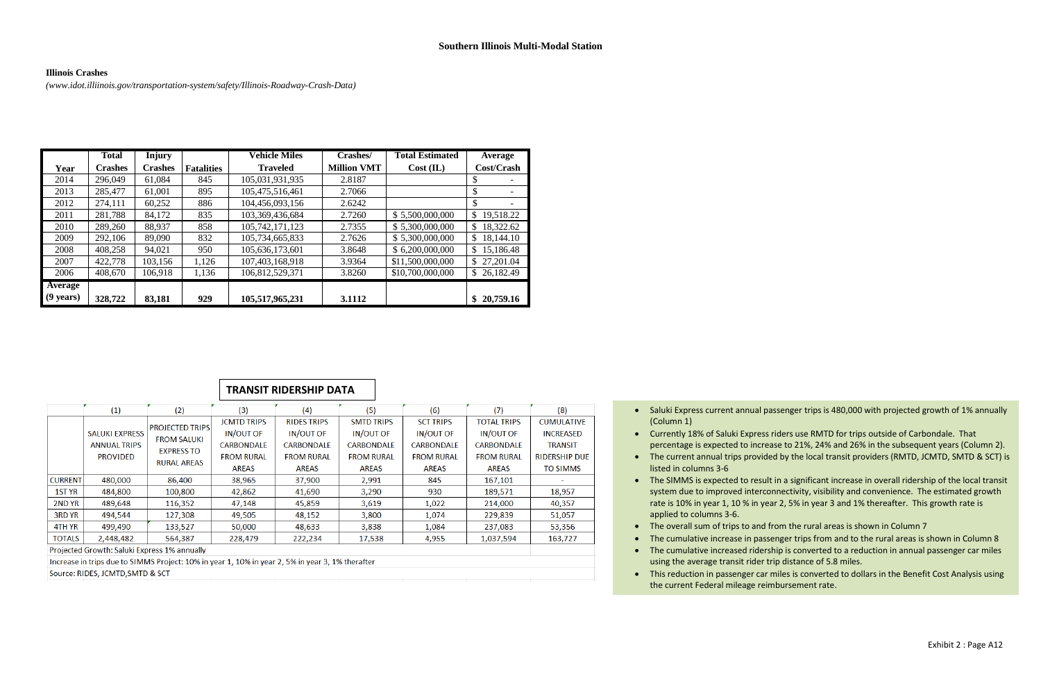# Southern Illinois Multi-Modal Station

### Illinois Crashes

*(www.idot.illinois.gov/transportation-system/safety/Illinois-Roadway-Crash-Data)*

| Year | Total Crashes | Injury Crashes | Fatalities | Vehicle Miles Traveled | Crashes/ Million VMT | Total Estimated Cost (IL) | Average Cost/Crash |
|---|---|---|---|---|---|---|---|
| 2014 | 296,049 | 61,084 | 845 | 105,031,931,935 | 2.8187 | | $ - |
| 2013 | 285,477 | 61,001 | 895 | 105,475,516,461 | 2.7066 | | $ - |
| 2012 | 274,111 | 60,252 | 886 | 104,456,093,156 | 2.6242 | | $ - |
| 2011 | 281,788 | 84,172 | 835 | 103,369,436,684 | 2.7260 | $ 5,500,000,000 | $ 19,518.22 |
| 2010 | 289,260 | 88,937 | 858 | 105,742,171,123 | 2.7355 | $ 5,300,000,000 | $ 18,322.62 |
| 2009 | 292,106 | 89,090 | 832 | 105,734,665,833 | 2.7626 | $ 5,300,000,000 | $ 18,144.10 |
| 2008 | 408,258 | 94,021 | 950 | 105,636,173,601 | 3.8648 | $ 6,200,000,000 | $ 15,186.48 |
| 2007 | 422,778 | 103,156 | 1,126 | 107,403,168,918 | 3.9364 | $11,500,000,000 | $ 27,201.04 |
| 2006 | 408,670 | 106,918 | 1,136 | 106,812,529,371 | 3.8260 | $10,700,000,000 | $ 26,182.49 |
| **Average (9 years)** | **328,722** | **83,181** | **929** | **105,517,965,231** | **3.1112** | | **$ 20,759.16** |

### TRANSIT RIDERSHIP DATA

| | (1) | (2) | (3) | (4) | (5) | (6) | (7) | (8) |
|---|---|---|---|---|---|---|---|---|
| | SALUKI EXPRESS ANNUAL TRIPS PROVIDED | PROJECTED TRIPS FROM SALUKI EXPRESS TO RURAL AREAS | JCMTD TRIPS IN/OUT OF CARBONDALE FROM RURAL AREAS | RIDES TRIPS IN/OUT OF CARBONDALE FROM RURAL AREAS | SMTD TRIPS IN/OUT OF CARBONDALE FROM RURAL AREAS | SCT TRIPS IN/OUT OF CARBONDALE FROM RURAL AREAS | TOTAL TRIPS IN/OUT OF CARBONDALE FROM RURAL AREAS | CUMULATIVE INCREASED TRANSIT RIDERSHIP DUE TO SIMMS |
| CURRENT | 480,000 | 86,400 | 38,965 | 37,900 | 2,991 | 845 | 167,101 | - |
| 1ST YR | 484,800 | 100,800 | 42,862 | 41,690 | 3,290 | 930 | 189,571 | 18,957 |
| 2ND YR | 489,648 | 116,352 | 47,148 | 45,859 | 3,619 | 1,022 | 214,000 | 40,357 |
| 3RD YR | 494,544 | 127,308 | 49,505 | 48,152 | 3,800 | 1,074 | 229,839 | 51,057 |
| 4TH YR | 499,490 | 133,527 | 50,000 | 48,633 | 3,838 | 1,084 | 237,083 | 53,356 |
| TOTALS | 2,448,482 | 564,387 | 228,479 | 222,234 | 17,538 | 4,955 | 1,037,594 | 163,727 |

Projected Growth: Saluki Express 1% annually

Increase in trips due to SIMMS Project: 10% in year 1, 10% in year 2, 5% in year 3, 1% therafter

Source: RIDES, JCMTD,SMTD & SCT

- Saluki Express current annual passenger trips is 480,000 with projected growth of 1% annually (Column 1)
- Currently 18% of Saluki Express riders use RMTD for trips outside of Carbondale. That percentage is expected to increase to 21%, 24% and 26% in the subsequent years (Column 2).
- The current annual trips provided by the local transit providers (RMTD, JCMTD, SMTD & SCT) is listed in columns 3-6
- The SIMMS is expected to result in a significant increase in overall ridership of the local transit system due to improved interconnectivity, visibility and convenience. The estimated growth rate is 10% in year 1, 10 % in year 2, 5% in year 3 and 1% thereafter. This growth rate is applied to columns 3-6.
- The overall sum of trips to and from the rural areas is shown in Column 7
- The cumulative increase in passenger trips from and to the rural areas is shown in Column 8
- The cumulative increased ridership is converted to a reduction in annual passenger car miles using the average transit rider trip distance of 5.8 miles.
- This reduction in passenger car miles is converted to dollars in the Benefit Cost Analysis using the current Federal mileage reimbursement rate.

Exhibit 2 : Page A12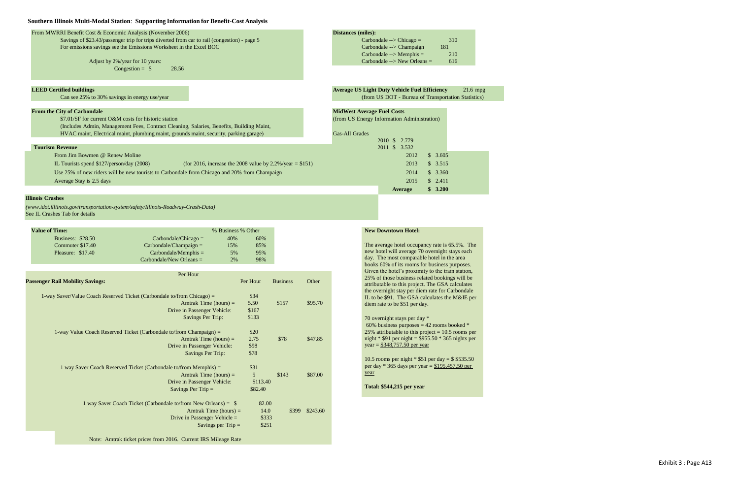## Southern Illinois Multi-Modal Station: Supporting Information for Benefit-Cost Analysis

From MWRRI Benefit Cost & Economic Analysis (November 2006)

Savings of $23.43/passenger trip for trips diverted from car to rail (congestion) - page 5

For emissions savings see the Emissions Worksheet in the Excel BOC

Adjust by 2%/year for 10 years:

Congestion = $ 28.56

**Distances (miles):**

| | |
|---|---|
| Carbondale --> Chicago = | 310 |
| Carbondale --> Champaign | 181 |
| Carbondale --> Memphis = | 210 |
| Carbondale --> New Orleans = | 616 |

**LEED Certified buildings**

Can see 25% to 30% savings in energy use/year

**Average US Light Duty Vehicle Fuel Efficiency** 21.6 mpg

(from US DOT - Bureau of Transportation Statistics)

**From the City of Carbondale**

$7.01/SF for current O&M costs for historic station

(Includes Admin, Management Fees, Contract Cleaning, Salaries, Benefits, Building Maint, HVAC maint, Electrical maint, plumbing maint, grounds maint, security, parking garage)

**MidWest Average Fuel Costs**

(from US Energy Information Administration)

Gas-All Grades

| | |
|---|---|
| 2010 | $ 2.779 |
| 2011 | $ 3.532 |
| 2012 | $ 3.605 |
| 2013 | $ 3.515 |
| 2014 | $ 3.360 |
| 2015 | $ 2.411 |
| **Average** | **$ 3.200** |

**Tourism Revenue**

From Jim Bowmen @ Renew Moline

IL Tourists spend $127/person/day (2008) (for 2016, increase the 2008 value by 2.2%/year = $151)

Use 25% of new riders will be new tourists to Carbondale from Chicago and 20% from Champaign

Average Stay is 2.5 days

**Illinois Crashes**

*(www.idot.illiinois.gov/transportation-system/safety/Illinois-Roadway-Crash-Data)*

See IL Crashes Tab for details

**Value of Time:**

| | | % Business | % Other |
|---|---|---|---|
| Business: $28.50 | Carbondale/Chicago = | 40% | 60% |
| Commuter $17.40 | Carbondale/Champaign = | 15% | 85% |
| Pleasure: $17.40 | Carbondale/Memphis = | 5% | 95% |
| | Carbondale/New Orleans = | 2% | 98% |

| **Passenger Rail Mobility Savings:** | Per Hour | Business | Other |
|---|---|---|---|
| 1-way Saver/Value Coach Reserved Ticket (Carbondale to/from Chicago) = | $34 | | |
| Amtrak Time (hours) = | 5.50 | $157 | $95.70 |
| Drive in Passenger Vehicle: | $167 | | |
| Savings Per Trip: | $133 | | |
| 1-way Value Coach Reserved Ticket (Carbondale to/from Champaign) = | $20 | | |
| Amtrak Time (hours) = | 2.75 | $78 | $47.85 |
| Drive in Passenger Vehicle: | $98 | | |
| Savings Per Trip: | $78 | | |
| 1 way Saver Coach Reserved Ticket (Carbondale to/from Memphis) = | $31 | | |
| Amtrak Time (hours) = | 5 | $143 | $87.00 |
| Drive in Passenger Vehicle: | $113.40 | | |
| Savings Per Trip = | $82.40 | | |
| 1 way Saver Coach Ticket (Carbondale to/from New Orleans) = | $ 82.00 | | |
| Amtrak Time (hours) = | 14.0 | $399 | $243.60 |
| Drive in Passenger Vehicle = | $333 | | |
| Savings per Trip = | $251 | | |

Note: Amtrak ticket prices from 2016. Current IRS Mileage Rate

**New Downtown Hotel:**

The average hotel occupancy rate is 65.5%. The new hotel will average 70 overnight stays each day. The most comparable hotel in the area books 60% of its rooms for business purposes. Given the hotel's proximity to the train station, 25% of those business related bookings will be attributable to this project. The GSA calculates the overnight stay per diem rate for Carbondale IL to be $91. The GSA calculates the M&IE per diem rate to be $51 per day.

70 overnight stays per day * 60% business purposes = 42 rooms booked * 25% attributable to this project = 10.5 rooms per night * $91 per night = $955.50 * 365 nights per year = $348,757.50 per year

10.5 rooms per night * $51 per day = $ $535.50 per day * 365 days per year = $195,457.50 per year

**Total: $544,215 per year**